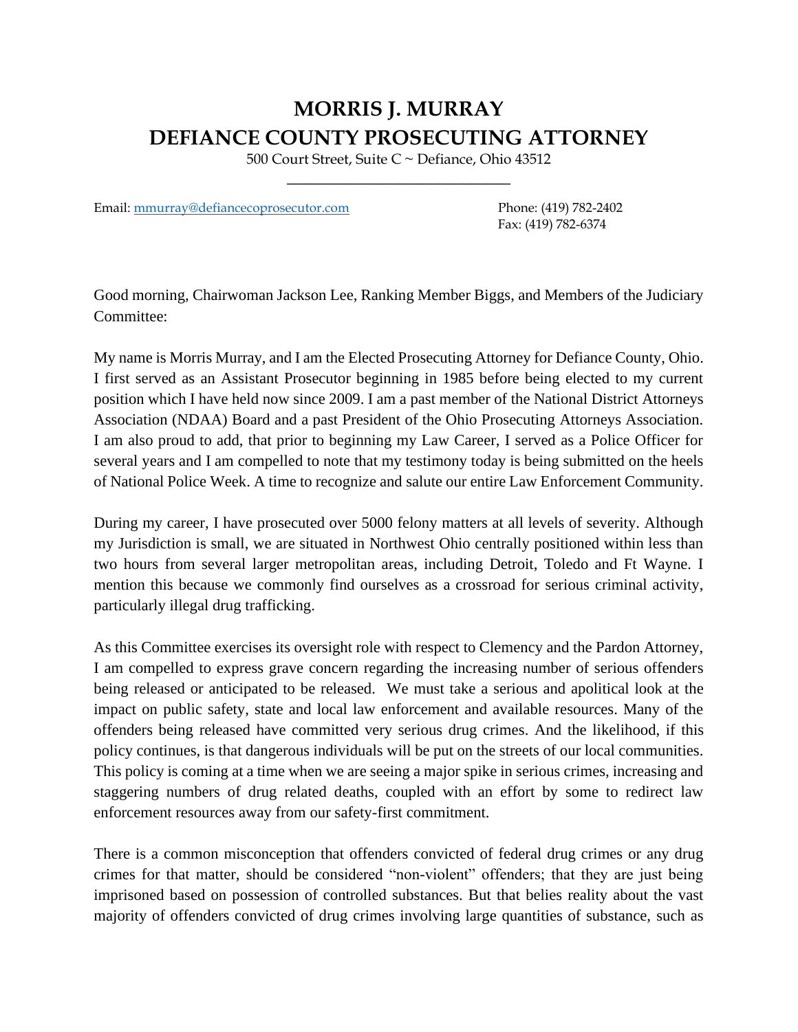# MORRIS J. MURRAY
# DEFIANCE COUNTY PROSECUTING ATTORNEY

500 Court Street, Suite C ~ Defiance, Ohio 43512

Email: mmurray@defiancecoprosecutor.com

Phone: (419) 782-2402
Fax: (419) 782-6374

Good morning, Chairwoman Jackson Lee, Ranking Member Biggs, and Members of the Judiciary Committee:

My name is Morris Murray, and I am the Elected Prosecuting Attorney for Defiance County, Ohio. I first served as an Assistant Prosecutor beginning in 1985 before being elected to my current position which I have held now since 2009. I am a past member of the National District Attorneys Association (NDAA) Board and a past President of the Ohio Prosecuting Attorneys Association. I am also proud to add, that prior to beginning my Law Career, I served as a Police Officer for several years and I am compelled to note that my testimony today is being submitted on the heels of National Police Week. A time to recognize and salute our entire Law Enforcement Community.

During my career, I have prosecuted over 5000 felony matters at all levels of severity. Although my Jurisdiction is small, we are situated in Northwest Ohio centrally positioned within less than two hours from several larger metropolitan areas, including Detroit, Toledo and Ft Wayne. I mention this because we commonly find ourselves as a crossroad for serious criminal activity, particularly illegal drug trafficking.

As this Committee exercises its oversight role with respect to Clemency and the Pardon Attorney, I am compelled to express grave concern regarding the increasing number of serious offenders being released or anticipated to be released. We must take a serious and apolitical look at the impact on public safety, state and local law enforcement and available resources. Many of the offenders being released have committed very serious drug crimes. And the likelihood, if this policy continues, is that dangerous individuals will be put on the streets of our local communities. This policy is coming at a time when we are seeing a major spike in serious crimes, increasing and staggering numbers of drug related deaths, coupled with an effort by some to redirect law enforcement resources away from our safety-first commitment.

There is a common misconception that offenders convicted of federal drug crimes or any drug crimes for that matter, should be considered "non-violent" offenders; that they are just being imprisoned based on possession of controlled substances. But that belies reality about the vast majority of offenders convicted of drug crimes involving large quantities of substance, such as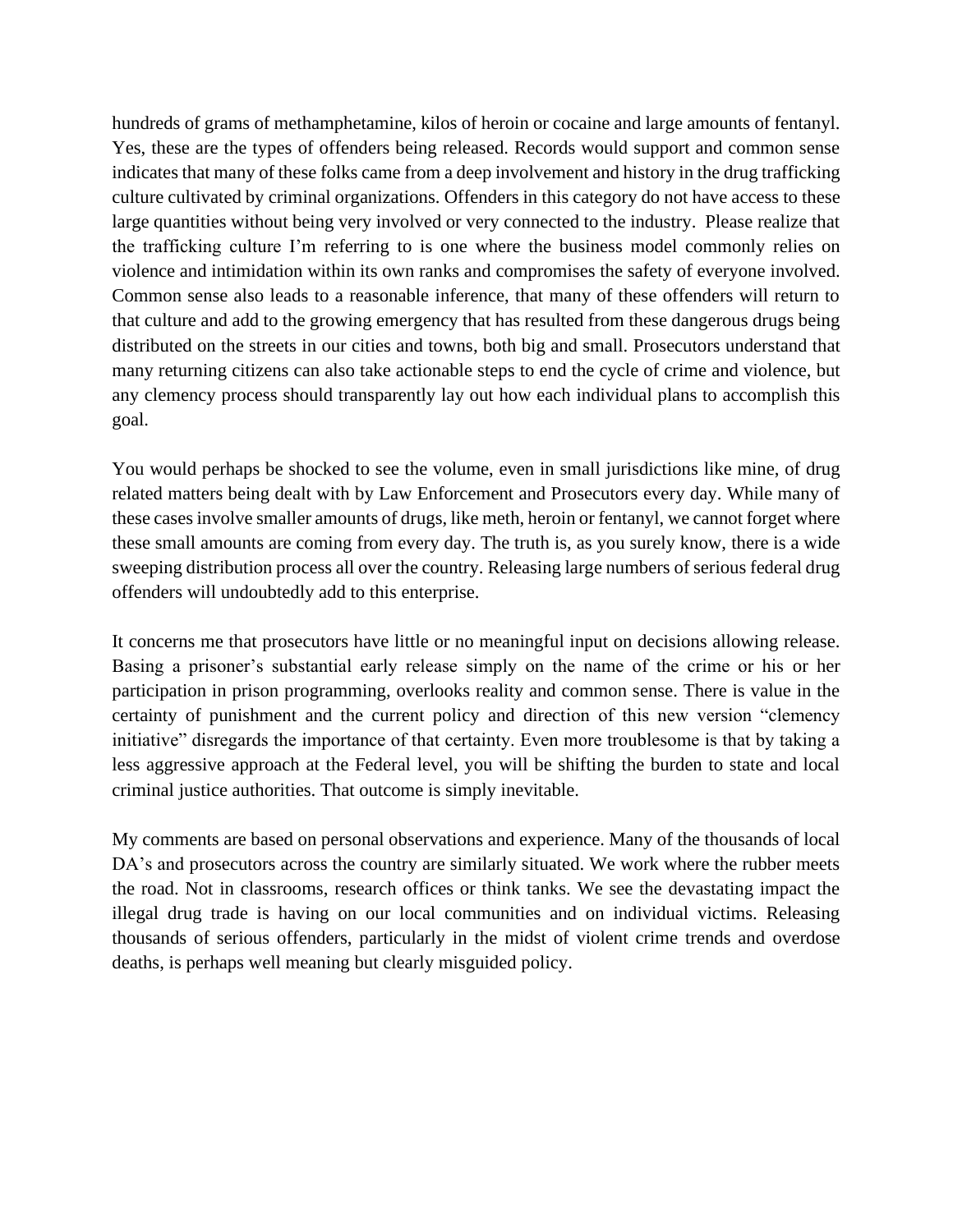hundreds of grams of methamphetamine, kilos of heroin or cocaine and large amounts of fentanyl. Yes, these are the types of offenders being released. Records would support and common sense indicates that many of these folks came from a deep involvement and history in the drug trafficking culture cultivated by criminal organizations. Offenders in this category do not have access to these large quantities without being very involved or very connected to the industry. Please realize that the trafficking culture I'm referring to is one where the business model commonly relies on violence and intimidation within its own ranks and compromises the safety of everyone involved. Common sense also leads to a reasonable inference, that many of these offenders will return to that culture and add to the growing emergency that has resulted from these dangerous drugs being distributed on the streets in our cities and towns, both big and small. Prosecutors understand that many returning citizens can also take actionable steps to end the cycle of crime and violence, but any clemency process should transparently lay out how each individual plans to accomplish this goal.

You would perhaps be shocked to see the volume, even in small jurisdictions like mine, of drug related matters being dealt with by Law Enforcement and Prosecutors every day. While many of these cases involve smaller amounts of drugs, like meth, heroin or fentanyl, we cannot forget where these small amounts are coming from every day. The truth is, as you surely know, there is a wide sweeping distribution process all over the country. Releasing large numbers of serious federal drug offenders will undoubtedly add to this enterprise.

It concerns me that prosecutors have little or no meaningful input on decisions allowing release. Basing a prisoner's substantial early release simply on the name of the crime or his or her participation in prison programming, overlooks reality and common sense. There is value in the certainty of punishment and the current policy and direction of this new version "clemency initiative" disregards the importance of that certainty. Even more troublesome is that by taking a less aggressive approach at the Federal level, you will be shifting the burden to state and local criminal justice authorities. That outcome is simply inevitable.

My comments are based on personal observations and experience. Many of the thousands of local DA's and prosecutors across the country are similarly situated. We work where the rubber meets the road. Not in classrooms, research offices or think tanks. We see the devastating impact the illegal drug trade is having on our local communities and on individual victims. Releasing thousands of serious offenders, particularly in the midst of violent crime trends and overdose deaths, is perhaps well meaning but clearly misguided policy.